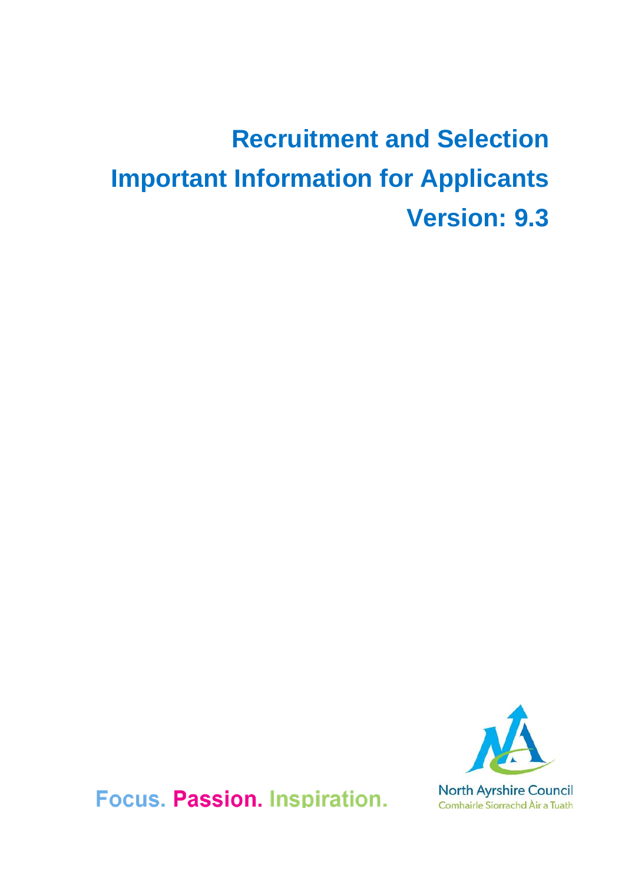# Recruitment and Selection

# Important Information for Applicants

# Version: 9.3

Focus. Passion. Inspiration.

North Ayrshire Council
Comhairle Siorrachd Àir a Tuath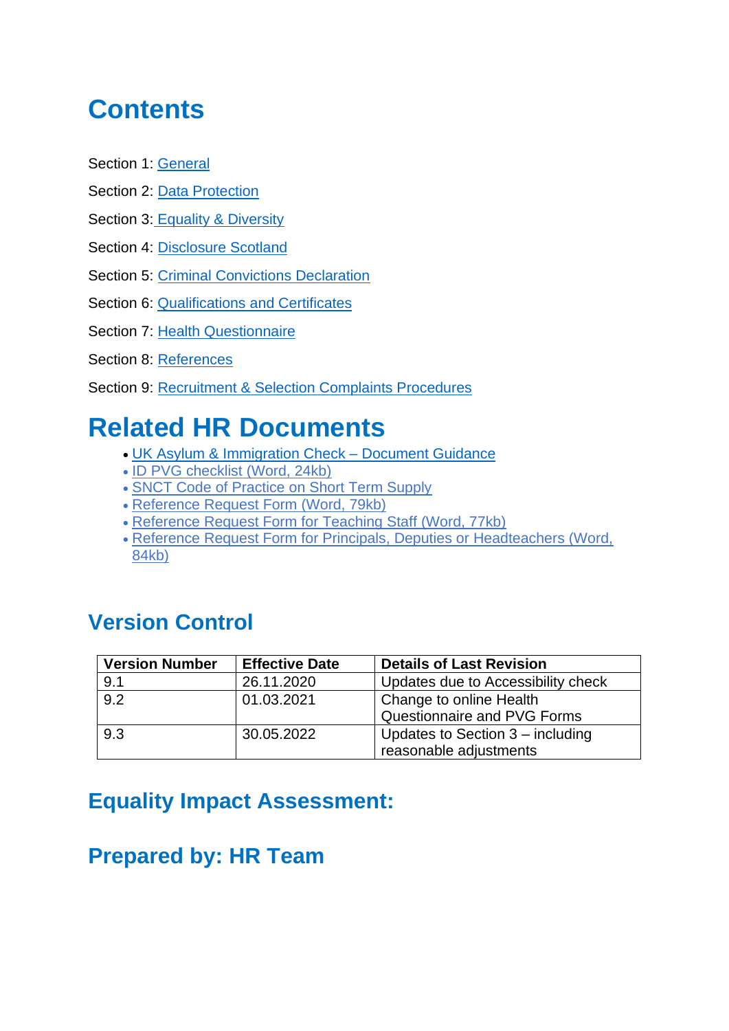# Contents

Section 1: General

Section 2: Data Protection

Section 3: Equality & Diversity

Section 4: Disclosure Scotland

Section 5: Criminal Convictions Declaration

Section 6: Qualifications and Certificates

Section 7: Health Questionnaire

Section 8: References

Section 9: Recruitment & Selection Complaints Procedures

# Related HR Documents

- UK Asylum & Immigration Check – Document Guidance
- ID PVG checklist (Word, 24kb)
- SNCT Code of Practice on Short Term Supply
- Reference Request Form (Word, 79kb)
- Reference Request Form for Teaching Staff (Word, 77kb)
- Reference Request Form for Principals, Deputies or Headteachers (Word, 84kb)

## Version Control

| Version Number | Effective Date | Details of Last Revision |
| --- | --- | --- |
| 9.1 | 26.11.2020 | Updates due to Accessibility check |
| 9.2 | 01.03.2021 | Change to online Health Questionnaire and PVG Forms |
| 9.3 | 30.05.2022 | Updates to Section 3 – including reasonable adjustments |

## Equality Impact Assessment:

## Prepared by: HR Team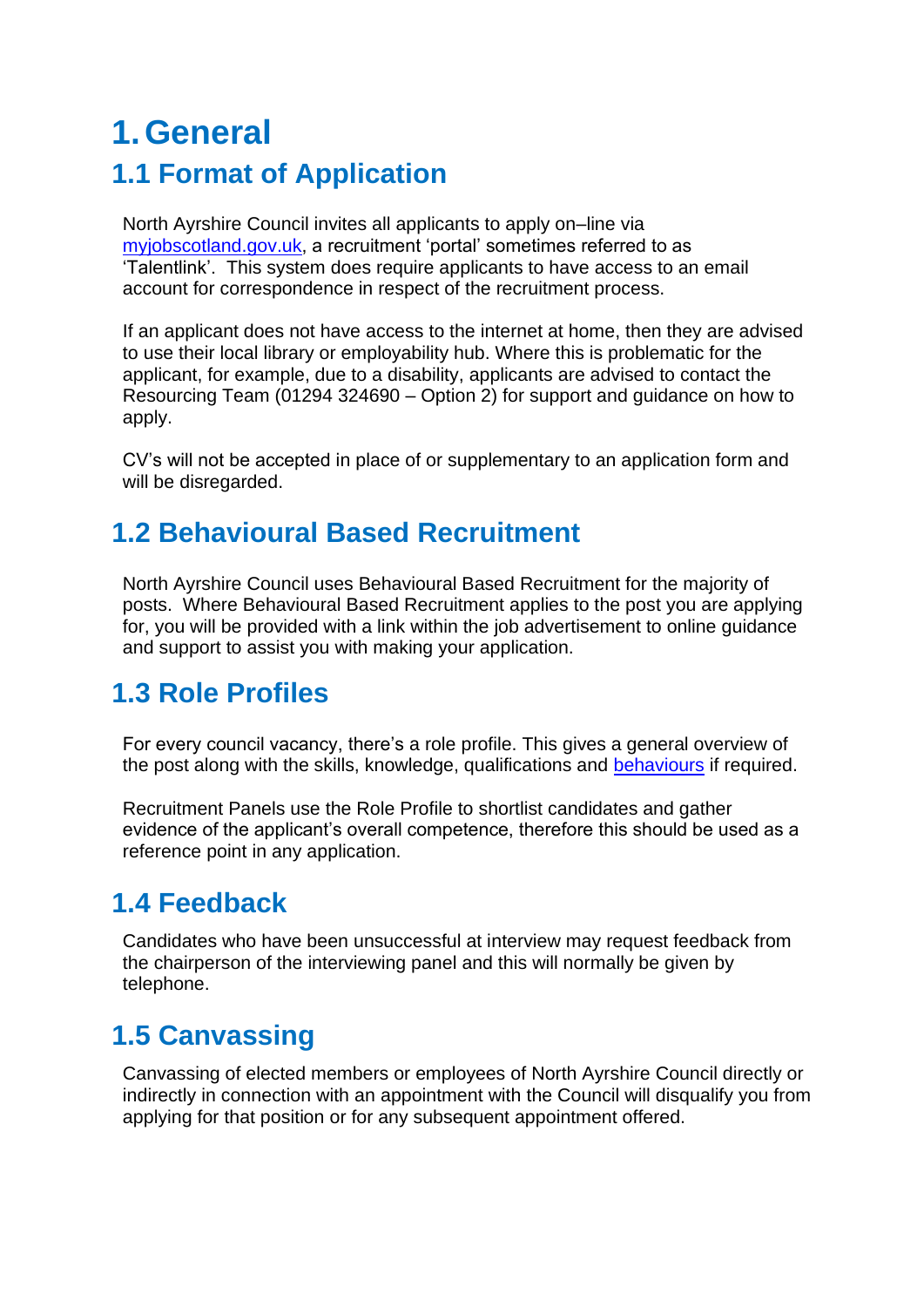# 1. General

## 1.1 Format of Application

North Ayrshire Council invites all applicants to apply on–line via myjobscotland.gov.uk, a recruitment 'portal' sometimes referred to as 'Talentlink'. This system does require applicants to have access to an email account for correspondence in respect of the recruitment process.

If an applicant does not have access to the internet at home, then they are advised to use their local library or employability hub. Where this is problematic for the applicant, for example, due to a disability, applicants are advised to contact the Resourcing Team (01294 324690 – Option 2) for support and guidance on how to apply.

CV's will not be accepted in place of or supplementary to an application form and will be disregarded.

## 1.2 Behavioural Based Recruitment

North Ayrshire Council uses Behavioural Based Recruitment for the majority of posts. Where Behavioural Based Recruitment applies to the post you are applying for, you will be provided with a link within the job advertisement to online guidance and support to assist you with making your application.

## 1.3 Role Profiles

For every council vacancy, there's a role profile. This gives a general overview of the post along with the skills, knowledge, qualifications and behaviours if required.

Recruitment Panels use the Role Profile to shortlist candidates and gather evidence of the applicant's overall competence, therefore this should be used as a reference point in any application.

## 1.4 Feedback

Candidates who have been unsuccessful at interview may request feedback from the chairperson of the interviewing panel and this will normally be given by telephone.

## 1.5 Canvassing

Canvassing of elected members or employees of North Ayrshire Council directly or indirectly in connection with an appointment with the Council will disqualify you from applying for that position or for any subsequent appointment offered.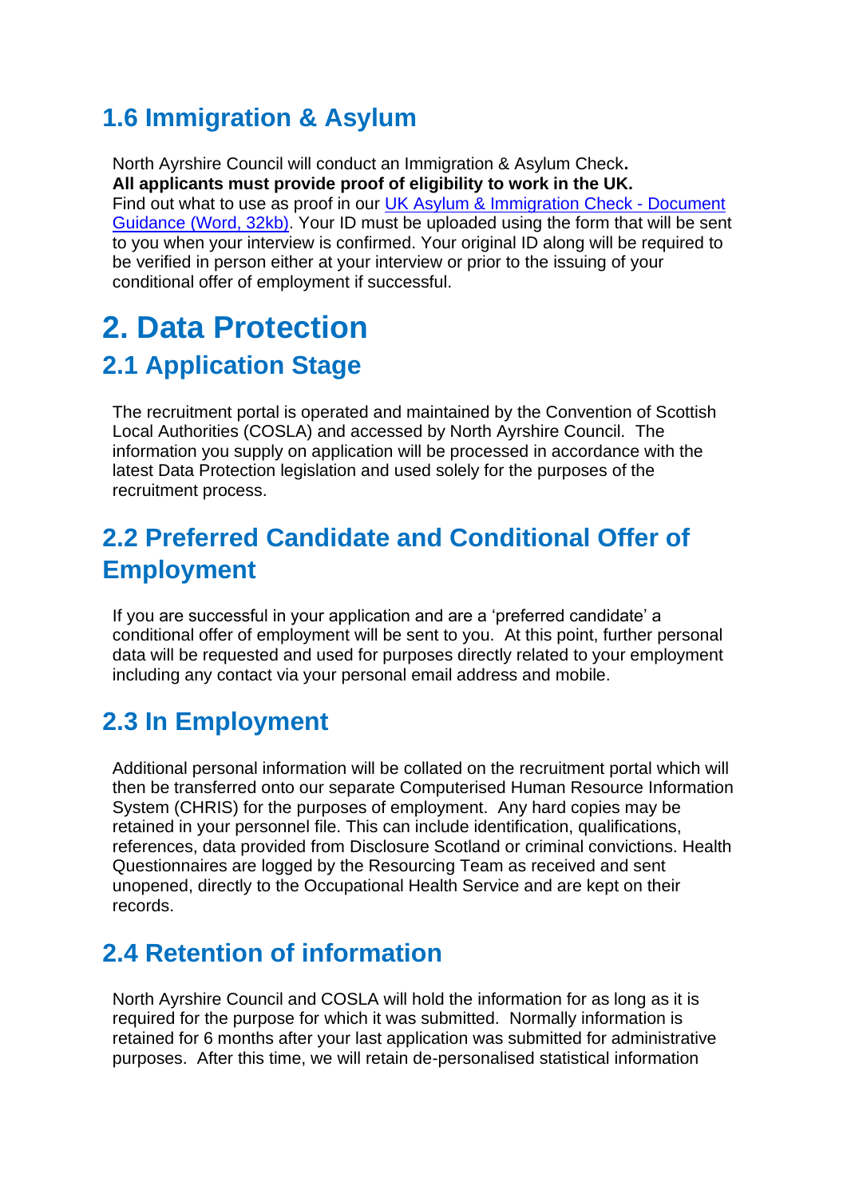### 1.6 Immigration & Asylum

North Ayrshire Council will conduct an Immigration & Asylum Check**.**
**All applicants must provide proof of eligibility to work in the UK.**
Find out what to use as proof in our [UK Asylum & Immigration Check - Document Guidance (Word, 32kb)](). Your ID must be uploaded using the form that will be sent to you when your interview is confirmed. Your original ID along will be required to be verified in person either at your interview or prior to the issuing of your conditional offer of employment if successful.

# 2. Data Protection

## 2.1 Application Stage

The recruitment portal is operated and maintained by the Convention of Scottish Local Authorities (COSLA) and accessed by North Ayrshire Council. The information you supply on application will be processed in accordance with the latest Data Protection legislation and used solely for the purposes of the recruitment process.

## 2.2 Preferred Candidate and Conditional Offer of Employment

If you are successful in your application and are a 'preferred candidate' a conditional offer of employment will be sent to you. At this point, further personal data will be requested and used for purposes directly related to your employment including any contact via your personal email address and mobile.

## 2.3 In Employment

Additional personal information will be collated on the recruitment portal which will then be transferred onto our separate Computerised Human Resource Information System (CHRIS) for the purposes of employment. Any hard copies may be retained in your personnel file. This can include identification, qualifications, references, data provided from Disclosure Scotland or criminal convictions. Health Questionnaires are logged by the Resourcing Team as received and sent unopened, directly to the Occupational Health Service and are kept on their records.

## 2.4 Retention of information

North Ayrshire Council and COSLA will hold the information for as long as it is required for the purpose for which it was submitted. Normally information is retained for 6 months after your last application was submitted for administrative purposes. After this time, we will retain de-personalised statistical information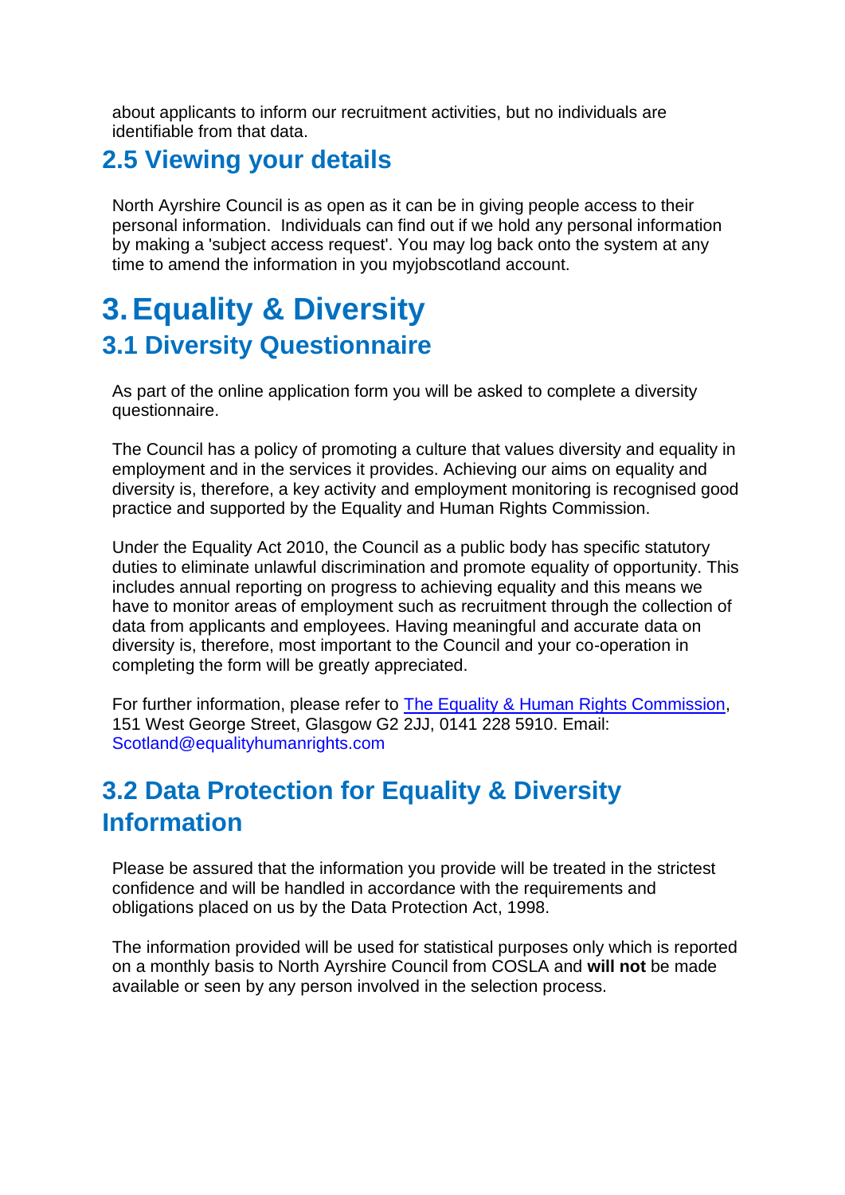about applicants to inform our recruitment activities, but no individuals are identifiable from that data.

## 2.5 Viewing your details

North Ayrshire Council is as open as it can be in giving people access to their personal information. Individuals can find out if we hold any personal information by making a 'subject access request'. You may log back onto the system at any time to amend the information in you myjobscotland account.

# 3. Equality & Diversity

## 3.1 Diversity Questionnaire

As part of the online application form you will be asked to complete a diversity questionnaire.

The Council has a policy of promoting a culture that values diversity and equality in employment and in the services it provides. Achieving our aims on equality and diversity is, therefore, a key activity and employment monitoring is recognised good practice and supported by the Equality and Human Rights Commission.

Under the Equality Act 2010, the Council as a public body has specific statutory duties to eliminate unlawful discrimination and promote equality of opportunity. This includes annual reporting on progress to achieving equality and this means we have to monitor areas of employment such as recruitment through the collection of data from applicants and employees. Having meaningful and accurate data on diversity is, therefore, most important to the Council and your co-operation in completing the form will be greatly appreciated.

For further information, please refer to The Equality & Human Rights Commission, 151 West George Street, Glasgow G2 2JJ, 0141 228 5910. Email: Scotland@equalityhumanrights.com

## 3.2 Data Protection for Equality & Diversity Information

Please be assured that the information you provide will be treated in the strictest confidence and will be handled in accordance with the requirements and obligations placed on us by the Data Protection Act, 1998.

The information provided will be used for statistical purposes only which is reported on a monthly basis to North Ayrshire Council from COSLA and **will not** be made available or seen by any person involved in the selection process.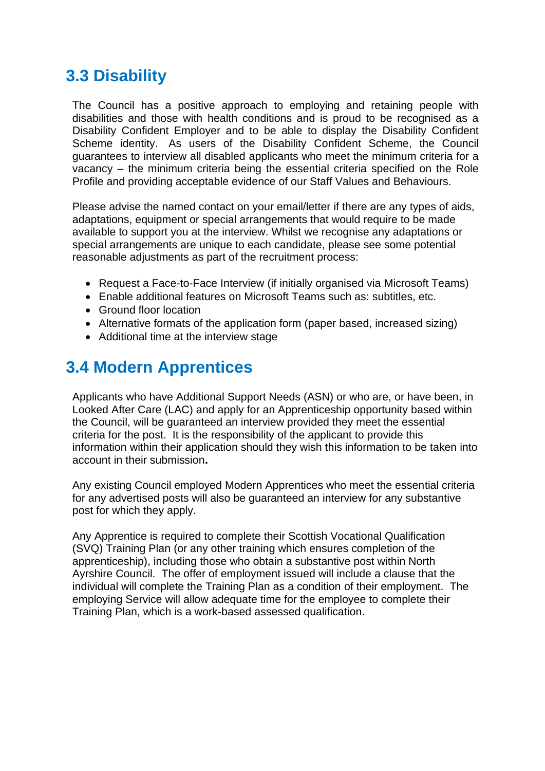## 3.3 Disability

The Council has a positive approach to employing and retaining people with disabilities and those with health conditions and is proud to be recognised as a Disability Confident Employer and to be able to display the Disability Confident Scheme identity. As users of the Disability Confident Scheme, the Council guarantees to interview all disabled applicants who meet the minimum criteria for a vacancy – the minimum criteria being the essential criteria specified on the Role Profile and providing acceptable evidence of our Staff Values and Behaviours.

Please advise the named contact on your email/letter if there are any types of aids, adaptations, equipment or special arrangements that would require to be made available to support you at the interview. Whilst we recognise any adaptations or special arrangements are unique to each candidate, please see some potential reasonable adjustments as part of the recruitment process:

- Request a Face-to-Face Interview (if initially organised via Microsoft Teams)
- Enable additional features on Microsoft Teams such as: subtitles, etc.
- Ground floor location
- Alternative formats of the application form (paper based, increased sizing)
- Additional time at the interview stage

## 3.4 Modern Apprentices

Applicants who have Additional Support Needs (ASN) or who are, or have been, in Looked After Care (LAC) and apply for an Apprenticeship opportunity based within the Council, will be guaranteed an interview provided they meet the essential criteria for the post. It is the responsibility of the applicant to provide this information within their application should they wish this information to be taken into account in their submission**.**

Any existing Council employed Modern Apprentices who meet the essential criteria for any advertised posts will also be guaranteed an interview for any substantive post for which they apply.

Any Apprentice is required to complete their Scottish Vocational Qualification (SVQ) Training Plan (or any other training which ensures completion of the apprenticeship), including those who obtain a substantive post within North Ayrshire Council. The offer of employment issued will include a clause that the individual will complete the Training Plan as a condition of their employment. The employing Service will allow adequate time for the employee to complete their Training Plan, which is a work-based assessed qualification.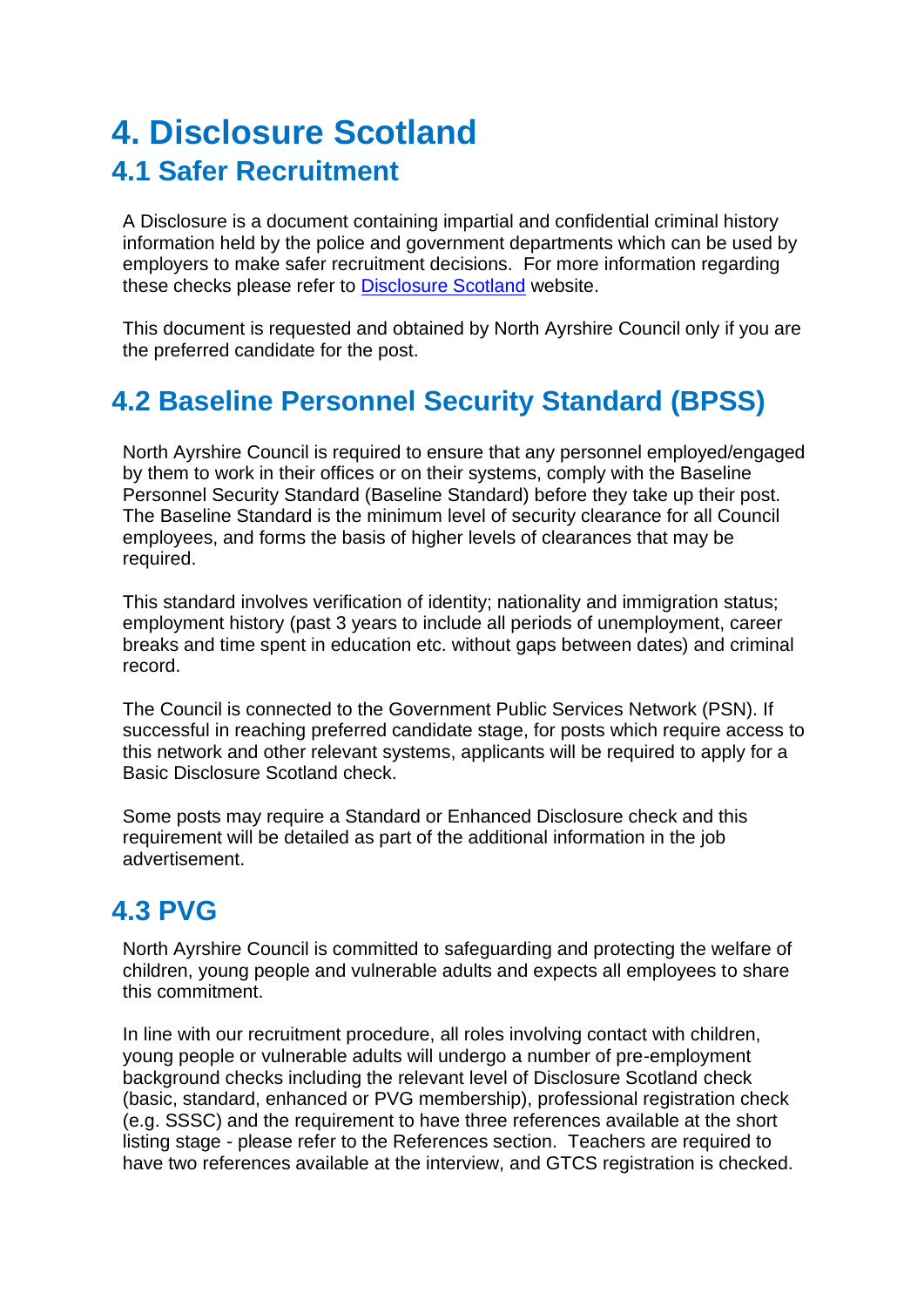# 4. Disclosure Scotland

## 4.1 Safer Recruitment

A Disclosure is a document containing impartial and confidential criminal history information held by the police and government departments which can be used by employers to make safer recruitment decisions. For more information regarding these checks please refer to [Disclosure Scotland]() website.

This document is requested and obtained by North Ayrshire Council only if you are the preferred candidate for the post.

## 4.2 Baseline Personnel Security Standard (BPSS)

North Ayrshire Council is required to ensure that any personnel employed/engaged by them to work in their offices or on their systems, comply with the Baseline Personnel Security Standard (Baseline Standard) before they take up their post. The Baseline Standard is the minimum level of security clearance for all Council employees, and forms the basis of higher levels of clearances that may be required.

This standard involves verification of identity; nationality and immigration status; employment history (past 3 years to include all periods of unemployment, career breaks and time spent in education etc. without gaps between dates) and criminal record.

The Council is connected to the Government Public Services Network (PSN). If successful in reaching preferred candidate stage, for posts which require access to this network and other relevant systems, applicants will be required to apply for a Basic Disclosure Scotland check.

Some posts may require a Standard or Enhanced Disclosure check and this requirement will be detailed as part of the additional information in the job advertisement.

## 4.3 PVG

North Ayrshire Council is committed to safeguarding and protecting the welfare of children, young people and vulnerable adults and expects all employees to share this commitment.

In line with our recruitment procedure, all roles involving contact with children, young people or vulnerable adults will undergo a number of pre-employment background checks including the relevant level of Disclosure Scotland check (basic, standard, enhanced or PVG membership), professional registration check (e.g. SSSC) and the requirement to have three references available at the short listing stage - please refer to the References section. Teachers are required to have two references available at the interview, and GTCS registration is checked.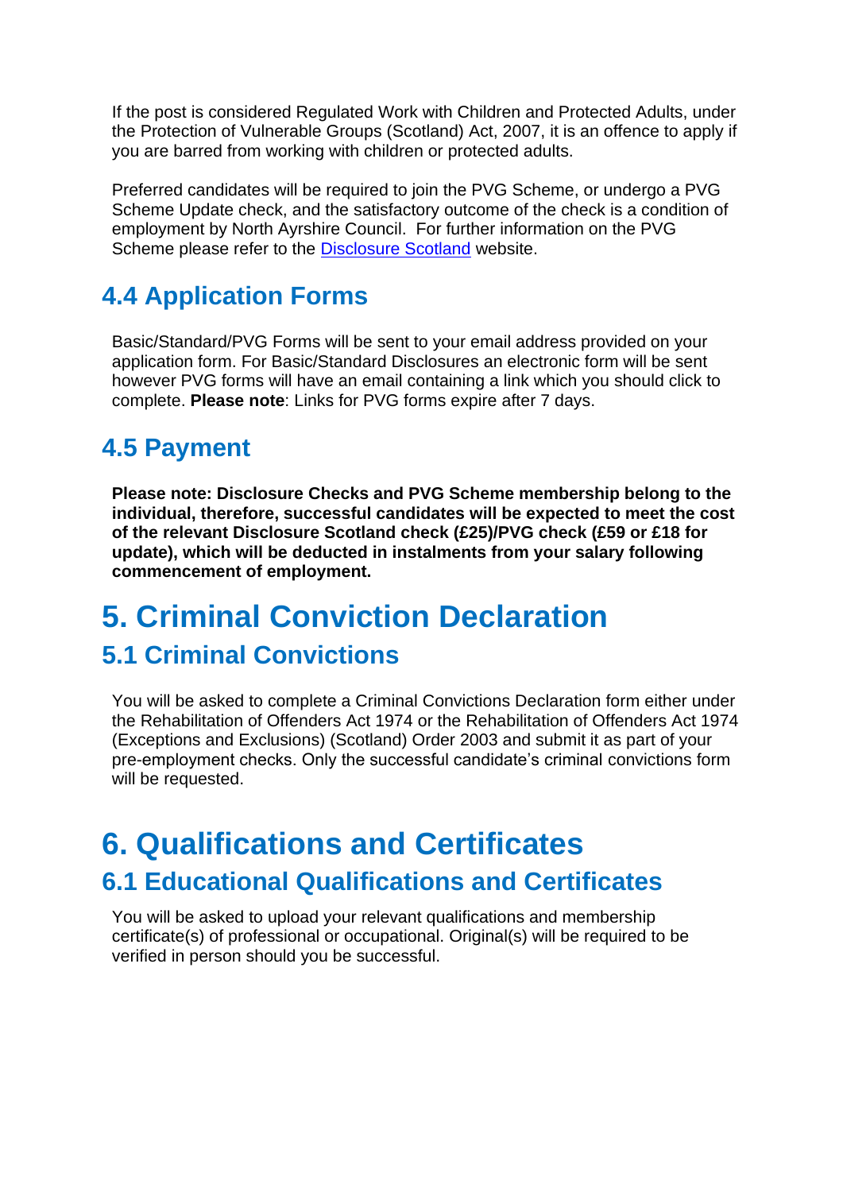If the post is considered Regulated Work with Children and Protected Adults, under the Protection of Vulnerable Groups (Scotland) Act, 2007, it is an offence to apply if you are barred from working with children or protected adults.

Preferred candidates will be required to join the PVG Scheme, or undergo a PVG Scheme Update check, and the satisfactory outcome of the check is a condition of employment by North Ayrshire Council. For further information on the PVG Scheme please refer to the [Disclosure Scotland](#) website.

## 4.4 Application Forms

Basic/Standard/PVG Forms will be sent to your email address provided on your application form. For Basic/Standard Disclosures an electronic form will be sent however PVG forms will have an email containing a link which you should click to complete. **Please note**: Links for PVG forms expire after 7 days.

## 4.5 Payment

**Please note: Disclosure Checks and PVG Scheme membership belong to the individual, therefore, successful candidates will be expected to meet the cost of the relevant Disclosure Scotland check (£25)/PVG check (£59 or £18 for update), which will be deducted in instalments from your salary following commencement of employment.**

# 5. Criminal Conviction Declaration

## 5.1 Criminal Convictions

You will be asked to complete a Criminal Convictions Declaration form either under the Rehabilitation of Offenders Act 1974 or the Rehabilitation of Offenders Act 1974 (Exceptions and Exclusions) (Scotland) Order 2003 and submit it as part of your pre-employment checks. Only the successful candidate's criminal convictions form will be requested.

# 6. Qualifications and Certificates

## 6.1 Educational Qualifications and Certificates

You will be asked to upload your relevant qualifications and membership certificate(s) of professional or occupational. Original(s) will be required to be verified in person should you be successful.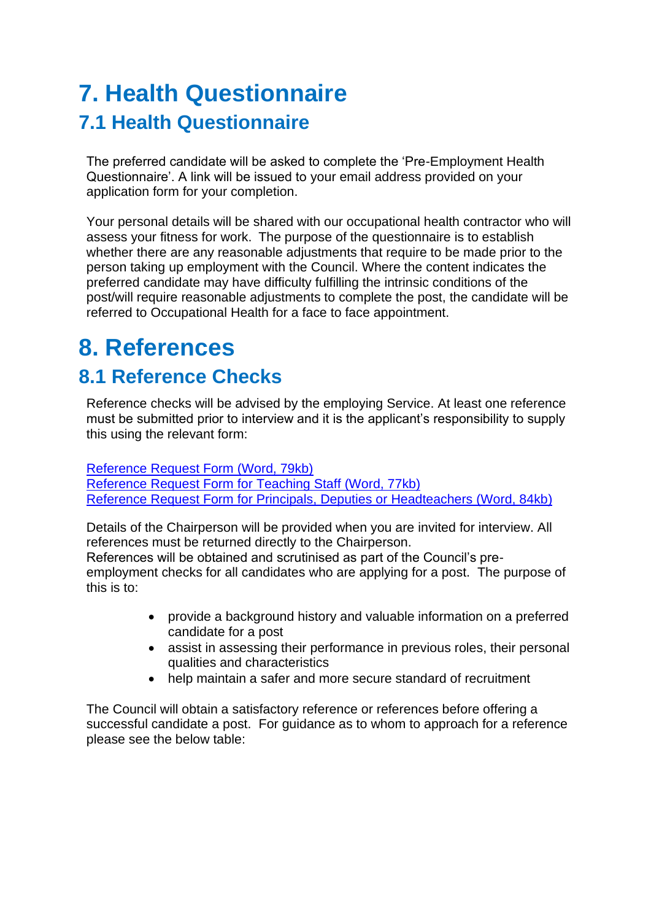# 7. Health Questionnaire

## 7.1 Health Questionnaire

The preferred candidate will be asked to complete the 'Pre-Employment Health Questionnaire'. A link will be issued to your email address provided on your application form for your completion.

Your personal details will be shared with our occupational health contractor who will assess your fitness for work. The purpose of the questionnaire is to establish whether there are any reasonable adjustments that require to be made prior to the person taking up employment with the Council. Where the content indicates the preferred candidate may have difficulty fulfilling the intrinsic conditions of the post/will require reasonable adjustments to complete the post, the candidate will be referred to Occupational Health for a face to face appointment.

# 8. References

## 8.1 Reference Checks

Reference checks will be advised by the employing Service. At least one reference must be submitted prior to interview and it is the applicant's responsibility to supply this using the relevant form:

Reference Request Form (Word, 79kb)
Reference Request Form for Teaching Staff (Word, 77kb)
Reference Request Form for Principals, Deputies or Headteachers (Word, 84kb)

Details of the Chairperson will be provided when you are invited for interview. All references must be returned directly to the Chairperson.
References will be obtained and scrutinised as part of the Council's pre-employment checks for all candidates who are applying for a post. The purpose of this is to:

- provide a background history and valuable information on a preferred candidate for a post
- assist in assessing their performance in previous roles, their personal qualities and characteristics
- help maintain a safer and more secure standard of recruitment

The Council will obtain a satisfactory reference or references before offering a successful candidate a post. For guidance as to whom to approach for a reference please see the below table: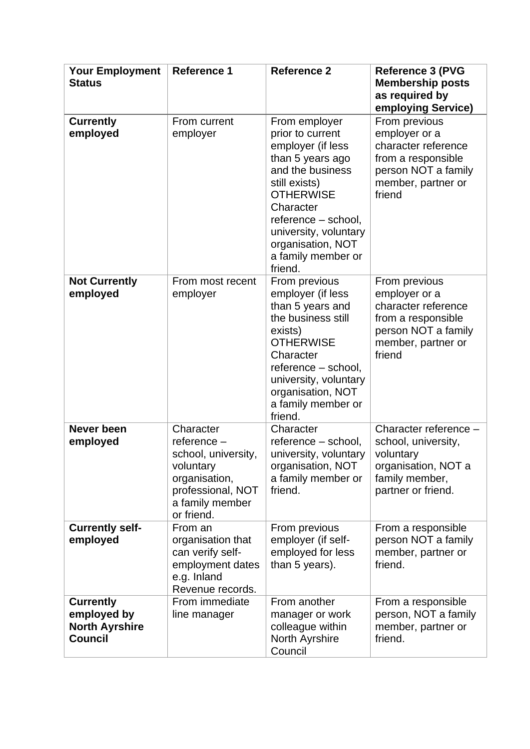| **Your Employment Status** | **Reference 1** | **Reference 2** | **Reference 3 (PVG Membership posts as required by employing Service)** |
|---|---|---|---|
| **Currently employed** | From current employer | From employer prior to current employer (if less than 5 years ago and the business still exists) OTHERWISE Character reference – school, university, voluntary organisation, NOT a family member or friend. | From previous employer or a character reference from a responsible person NOT a family member, partner or friend |
| **Not Currently employed** | From most recent employer | From previous employer (if less than 5 years and the business still exists) OTHERWISE Character reference – school, university, voluntary organisation, NOT a family member or friend. | From previous employer or a character reference from a responsible person NOT a family member, partner or friend |
| **Never been employed** | Character reference – school, university, voluntary organisation, professional, NOT a family member or friend. | Character reference – school, university, voluntary organisation, NOT a family member or friend. | Character reference – school, university, voluntary organisation, NOT a family member, partner or friend. |
| **Currently self-employed** | From an organisation that can verify self-employment dates e.g. Inland Revenue records. | From previous employer (if self-employed for less than 5 years). | From a responsible person NOT a family member, partner or friend. |
| **Currently employed by North Ayrshire Council** | From immediate line manager | From another manager or work colleague within North Ayrshire Council | From a responsible person, NOT a family member, partner or friend. |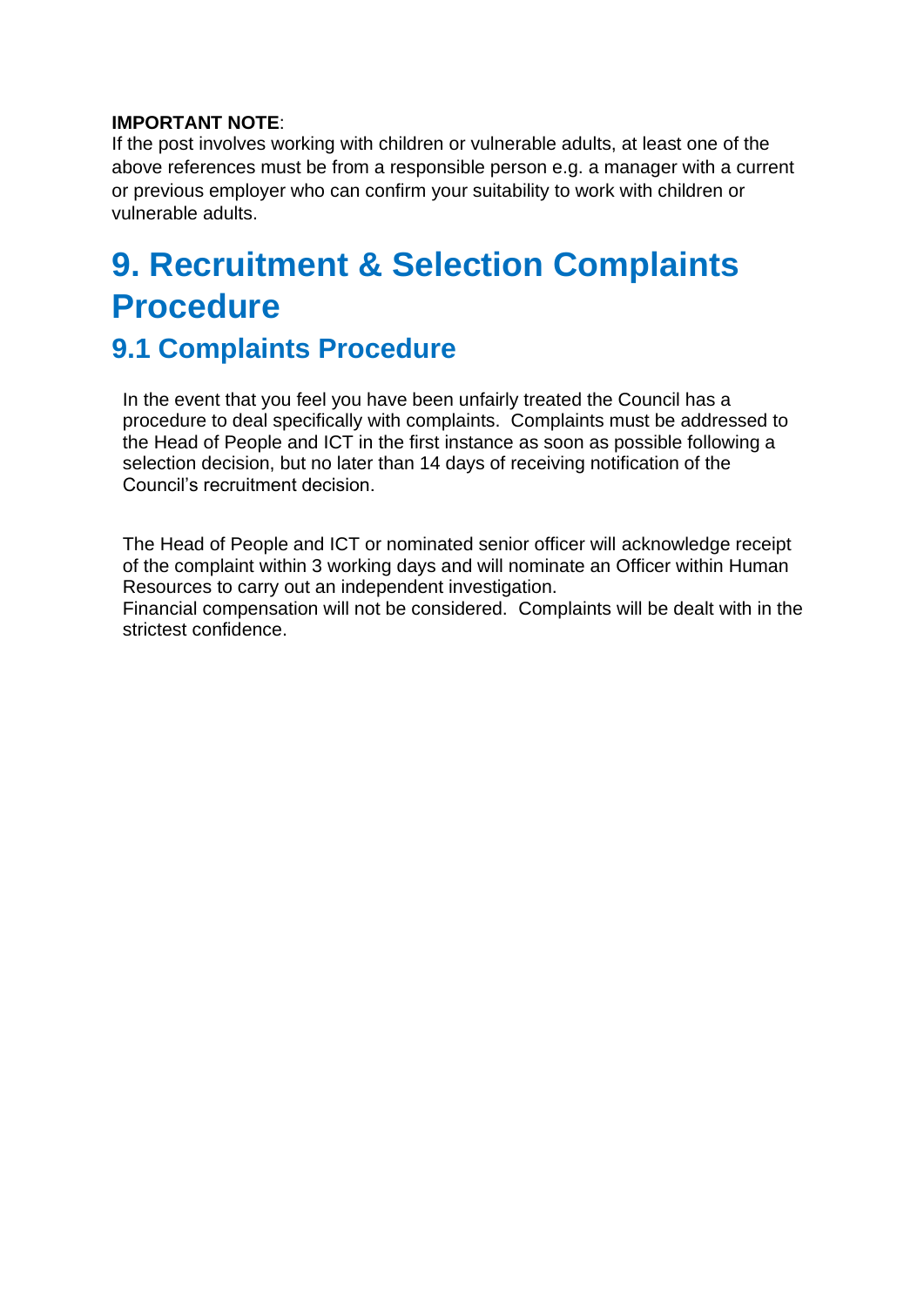**IMPORTANT NOTE**:
If the post involves working with children or vulnerable adults, at least one of the above references must be from a responsible person e.g. a manager with a current or previous employer who can confirm your suitability to work with children or vulnerable adults.

# 9. Recruitment & Selection Complaints Procedure

## 9.1 Complaints Procedure

In the event that you feel you have been unfairly treated the Council has a procedure to deal specifically with complaints. Complaints must be addressed to the Head of People and ICT in the first instance as soon as possible following a selection decision, but no later than 14 days of receiving notification of the Council's recruitment decision.

The Head of People and ICT or nominated senior officer will acknowledge receipt of the complaint within 3 working days and will nominate an Officer within Human Resources to carry out an independent investigation.
Financial compensation will not be considered. Complaints will be dealt with in the strictest confidence.